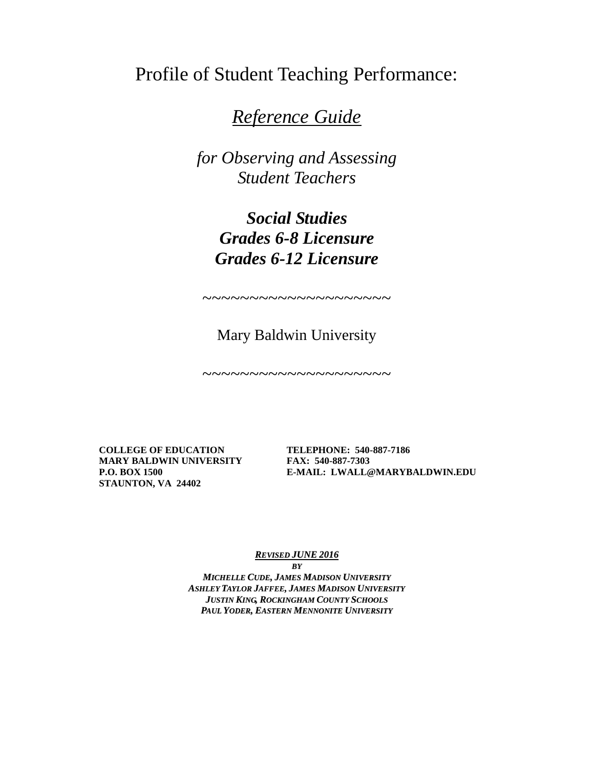# Profile of Student Teaching Performance:

## *Reference Guide*

*for Observing and Assessing Student Teachers*

***Social Studies***
***Grades 6-8 Licensure***
***Grades 6-12 Licensure***

~~~~~~~~~~~~~~~~~~~~~~

Mary Baldwin University

~~~~~~~~~~~~~~~~~~~~~~

**COLLEGE OF EDUCATION**
**MARY BALDWIN UNIVERSITY**
**P.O. BOX 1500**
**STAUNTON, VA 24402**

**TELEPHONE: 540-887-7186**
**FAX: 540-887-7303**
**E-MAIL: LWALL@MARYBALDWIN.EDU**

***REVISED JUNE 2016***
***BY***
***MICHELLE CUDE, JAMES MADISON UNIVERSITY***
***ASHLEY TAYLOR JAFFEE, JAMES MADISON UNIVERSITY***
***JUSTIN KING, ROCKINGHAM COUNTY SCHOOLS***
***PAUL YODER, EASTERN MENNONITE UNIVERSITY***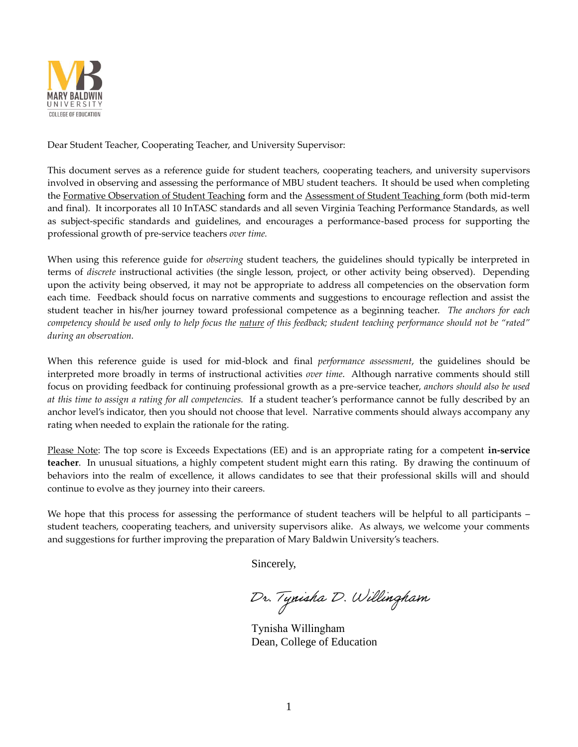MARY BALDWIN UNIVERSITY
COLLEGE OF EDUCATION

Dear Student Teacher, Cooperating Teacher, and University Supervisor:

This document serves as a reference guide for student teachers, cooperating teachers, and university supervisors involved in observing and assessing the performance of MBU student teachers. It should be used when completing the Formative Observation of Student Teaching form and the Assessment of Student Teaching form (both mid-term and final). It incorporates all 10 InTASC standards and all seven Virginia Teaching Performance Standards, as well as subject-specific standards and guidelines, and encourages a performance-based process for supporting the professional growth of pre-service teachers *over time.*

When using this reference guide for *observing* student teachers, the guidelines should typically be interpreted in terms of *discrete* instructional activities (the single lesson, project, or other activity being observed). Depending upon the activity being observed, it may not be appropriate to address all competencies on the observation form each time. Feedback should focus on narrative comments and suggestions to encourage reflection and assist the student teacher in his/her journey toward professional competence as a beginning teacher. *The anchors for each competency should be used only to help focus the nature of this feedback; student teaching performance should not be "rated" during an observation.*

When this reference guide is used for mid-block and final *performance assessment*, the guidelines should be interpreted more broadly in terms of instructional activities *over time*. Although narrative comments should still focus on providing feedback for continuing professional growth as a pre-service teacher, *anchors should also be used at this time to assign a rating for all competencies.* If a student teacher's performance cannot be fully described by an anchor level's indicator, then you should not choose that level. Narrative comments should always accompany any rating when needed to explain the rationale for the rating.

Please Note: The top score is Exceeds Expectations (EE) and is an appropriate rating for a competent **in-service teacher**. In unusual situations, a highly competent student might earn this rating. By drawing the continuum of behaviors into the realm of excellence, it allows candidates to see that their professional skills will and should continue to evolve as they journey into their careers.

We hope that this process for assessing the performance of student teachers will be helpful to all participants – student teachers, cooperating teachers, and university supervisors alike. As always, we welcome your comments and suggestions for further improving the preparation of Mary Baldwin University's teachers.

Sincerely,

*Dr. Tynisha D. Willingham*

Tynisha Willingham
Dean, College of Education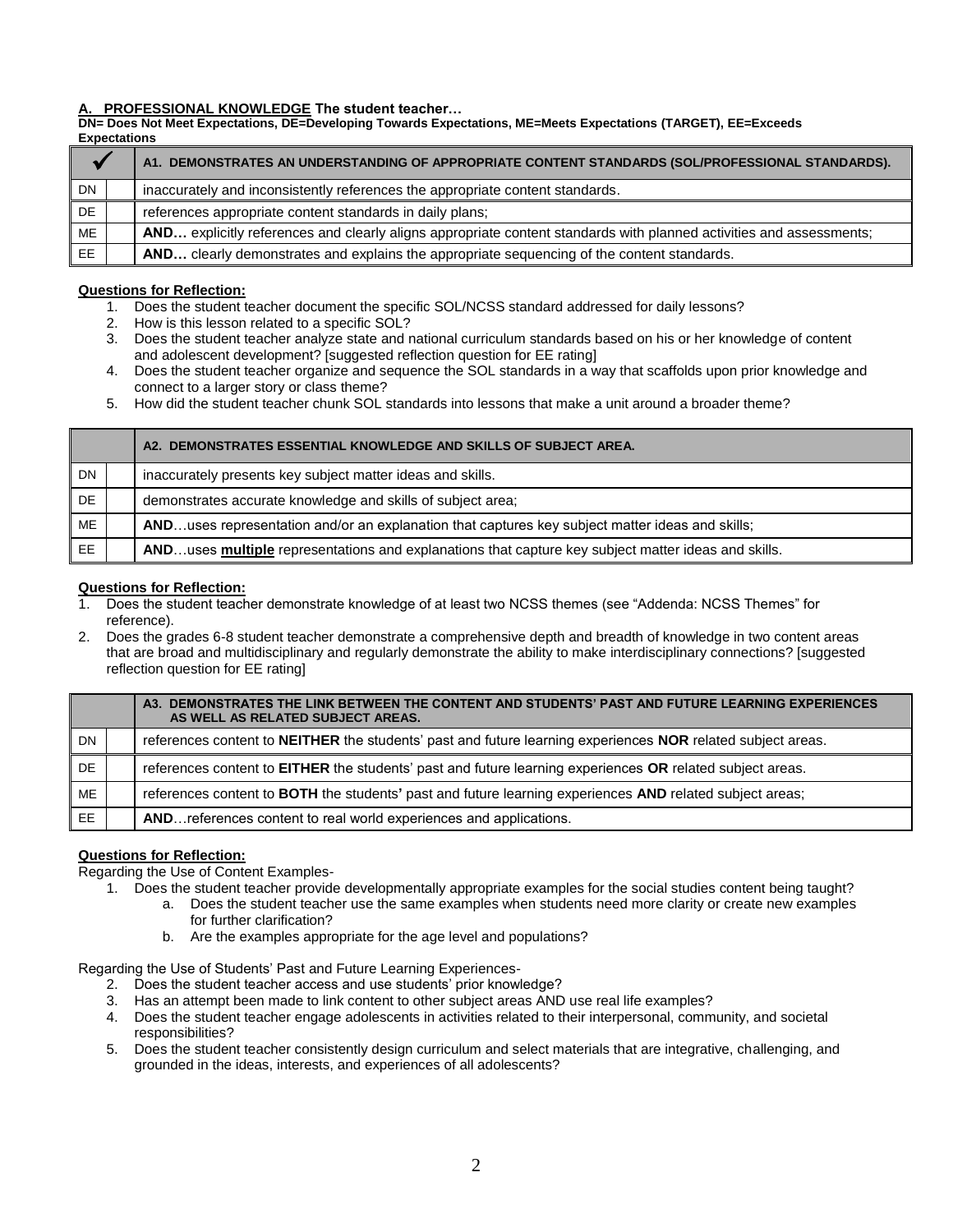**A. PROFESSIONAL KNOWLEDGE The student teacher…**

**DN= Does Not Meet Expectations, DE=Developing Towards Expectations, ME=Meets Expectations (TARGET), EE=Exceeds Expectations**

| ✓ | | A1. DEMONSTRATES AN UNDERSTANDING OF APPROPRIATE CONTENT STANDARDS (SOL/PROFESSIONAL STANDARDS). |
|---|---|---|
| DN | | inaccurately and inconsistently references the appropriate content standards. |
| DE | | references appropriate content standards in daily plans; |
| ME | | **AND…** explicitly references and clearly aligns appropriate content standards with planned activities and assessments; |
| EE | | **AND…** clearly demonstrates and explains the appropriate sequencing of the content standards. |

**Questions for Reflection:**

1. Does the student teacher document the specific SOL/NCSS standard addressed for daily lessons?
2. How is this lesson related to a specific SOL?
3. Does the student teacher analyze state and national curriculum standards based on his or her knowledge of content and adolescent development? [suggested reflection question for EE rating]
4. Does the student teacher organize and sequence the SOL standards in a way that scaffolds upon prior knowledge and connect to a larger story or class theme?
5. How did the student teacher chunk SOL standards into lessons that make a unit around a broader theme?

| | | A2. DEMONSTRATES ESSENTIAL KNOWLEDGE AND SKILLS OF SUBJECT AREA. |
|---|---|---|
| DN | | inaccurately presents key subject matter ideas and skills. |
| DE | | demonstrates accurate knowledge and skills of subject area; |
| ME | | **AND**…uses representation and/or an explanation that captures key subject matter ideas and skills; |
| EE | | **AND**…uses **multiple** representations and explanations that capture key subject matter ideas and skills. |

**Questions for Reflection:**

1. Does the student teacher demonstrate knowledge of at least two NCSS themes (see "Addenda: NCSS Themes" for reference).
2. Does the grades 6-8 student teacher demonstrate a comprehensive depth and breadth of knowledge in two content areas that are broad and multidisciplinary and regularly demonstrate the ability to make interdisciplinary connections? [suggested reflection question for EE rating]

| | | A3. DEMONSTRATES THE LINK BETWEEN THE CONTENT AND STUDENTS' PAST AND FUTURE LEARNING EXPERIENCES AS WELL AS RELATED SUBJECT AREAS. |
|---|---|---|
| DN | | references content to **NEITHER** the students' past and future learning experiences **NOR** related subject areas. |
| DE | | references content to **EITHER** the students' past and future learning experiences **OR** related subject areas. |
| ME | | references content to **BOTH** the students' past and future learning experiences **AND** related subject areas; |
| EE | | **AND**…references content to real world experiences and applications. |

**Questions for Reflection:**

Regarding the Use of Content Examples-

1. Does the student teacher provide developmentally appropriate examples for the social studies content being taught?
   a. Does the student teacher use the same examples when students need more clarity or create new examples for further clarification?
   b. Are the examples appropriate for the age level and populations?

Regarding the Use of Students' Past and Future Learning Experiences-

2. Does the student teacher access and use students' prior knowledge?
3. Has an attempt been made to link content to other subject areas AND use real life examples?
4. Does the student teacher engage adolescents in activities related to their interpersonal, community, and societal responsibilities?
5. Does the student teacher consistently design curriculum and select materials that are integrative, challenging, and grounded in the ideas, interests, and experiences of all adolescents?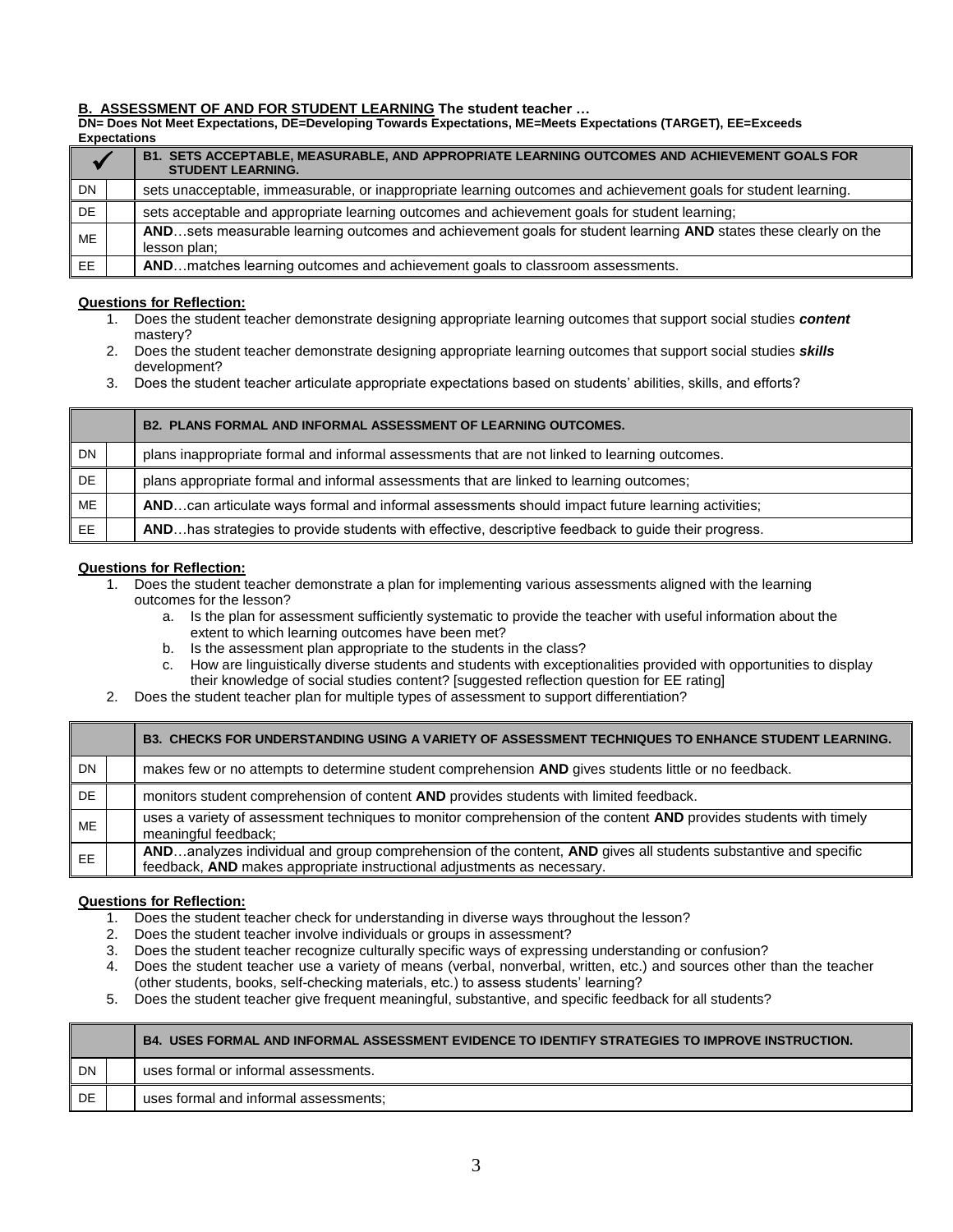**B. ASSESSMENT OF AND FOR STUDENT LEARNING The student teacher …**

**DN= Does Not Meet Expectations, DE=Developing Towards Expectations, ME=Meets Expectations (TARGET), EE=Exceeds Expectations**

| ✓ | | **B1. SETS ACCEPTABLE, MEASURABLE, AND APPROPRIATE LEARNING OUTCOMES AND ACHIEVEMENT GOALS FOR STUDENT LEARNING.** |
|---|---|---|
| DN | | sets unacceptable, immeasurable, or inappropriate learning outcomes and achievement goals for student learning. |
| DE | | sets acceptable and appropriate learning outcomes and achievement goals for student learning; |
| ME | | **AND**…sets measurable learning outcomes and achievement goals for student learning **AND** states these clearly on the lesson plan; |
| EE | | **AND**…matches learning outcomes and achievement goals to classroom assessments. |

**Questions for Reflection:**

1. Does the student teacher demonstrate designing appropriate learning outcomes that support social studies ***content*** mastery?
2. Does the student teacher demonstrate designing appropriate learning outcomes that support social studies ***skills*** development?
3. Does the student teacher articulate appropriate expectations based on students' abilities, skills, and efforts?

| | | **B2. PLANS FORMAL AND INFORMAL ASSESSMENT OF LEARNING OUTCOMES.** |
|---|---|---|
| DN | | plans inappropriate formal and informal assessments that are not linked to learning outcomes. |
| DE | | plans appropriate formal and informal assessments that are linked to learning outcomes; |
| ME | | **AND**…can articulate ways formal and informal assessments should impact future learning activities; |
| EE | | **AND**…has strategies to provide students with effective, descriptive feedback to guide their progress. |

**Questions for Reflection:**

1. Does the student teacher demonstrate a plan for implementing various assessments aligned with the learning outcomes for the lesson?
   a. Is the plan for assessment sufficiently systematic to provide the teacher with useful information about the extent to which learning outcomes have been met?
   b. Is the assessment plan appropriate to the students in the class?
   c. How are linguistically diverse students and students with exceptionalities provided with opportunities to display their knowledge of social studies content? [suggested reflection question for EE rating]
2. Does the student teacher plan for multiple types of assessment to support differentiation?

| | | **B3. CHECKS FOR UNDERSTANDING USING A VARIETY OF ASSESSMENT TECHNIQUES TO ENHANCE STUDENT LEARNING.** |
|---|---|---|
| DN | | makes few or no attempts to determine student comprehension **AND** gives students little or no feedback. |
| DE | | monitors student comprehension of content **AND** provides students with limited feedback. |
| ME | | uses a variety of assessment techniques to monitor comprehension of the content **AND** provides students with timely meaningful feedback; |
| EE | | **AND**…analyzes individual and group comprehension of the content, **AND** gives all students substantive and specific feedback, **AND** makes appropriate instructional adjustments as necessary. |

**Questions for Reflection:**

1. Does the student teacher check for understanding in diverse ways throughout the lesson?
2. Does the student teacher involve individuals or groups in assessment?
3. Does the student teacher recognize culturally specific ways of expressing understanding or confusion?
4. Does the student teacher use a variety of means (verbal, nonverbal, written, etc.) and sources other than the teacher (other students, books, self-checking materials, etc.) to assess students' learning?
5. Does the student teacher give frequent meaningful, substantive, and specific feedback for all students?

| | | **B4. USES FORMAL AND INFORMAL ASSESSMENT EVIDENCE TO IDENTIFY STRATEGIES TO IMPROVE INSTRUCTION.** |
|---|---|---|
| DN | | uses formal or informal assessments. |
| DE | | uses formal and informal assessments; |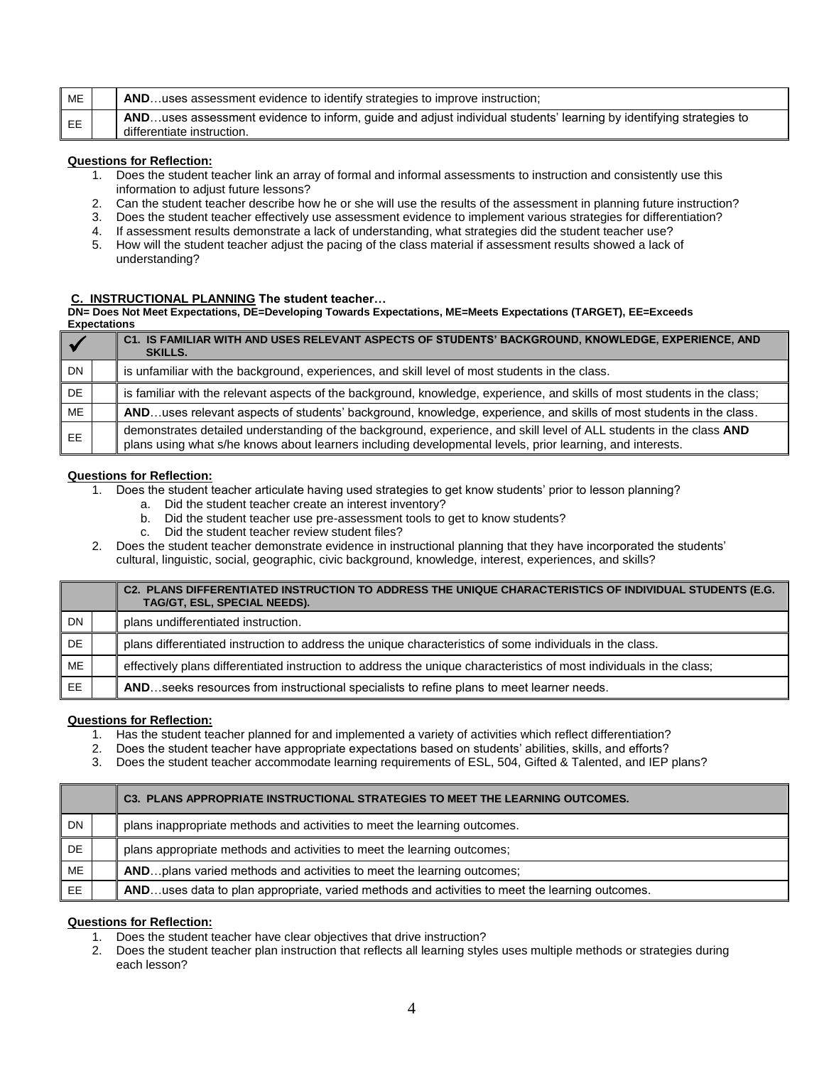| ME | | AND…uses assessment evidence to identify strategies to improve instruction; |
|---|---|---|
| EE | | AND…uses assessment evidence to inform, guide and adjust individual students' learning by identifying strategies to differentiate instruction. |

**Questions for Reflection:**

1. Does the student teacher link an array of formal and informal assessments to instruction and consistently use this information to adjust future lessons?
2. Can the student teacher describe how he or she will use the results of the assessment in planning future instruction?
3. Does the student teacher effectively use assessment evidence to implement various strategies for differentiation?
4. If assessment results demonstrate a lack of understanding, what strategies did the student teacher use?
5. How will the student teacher adjust the pacing of the class material if assessment results showed a lack of understanding?

## C. INSTRUCTIONAL PLANNING The student teacher…

**DN= Does Not Meet Expectations, DE=Developing Towards Expectations, ME=Meets Expectations (TARGET), EE=Exceeds Expectations**

| ✓ | | **C1. IS FAMILIAR WITH AND USES RELEVANT ASPECTS OF STUDENTS' BACKGROUND, KNOWLEDGE, EXPERIENCE, AND SKILLS.** |
|---|---|---|
| DN | | is unfamiliar with the background, experiences, and skill level of most students in the class. |
| DE | | is familiar with the relevant aspects of the background, knowledge, experience, and skills of most students in the class; |
| ME | | **AND**…uses relevant aspects of students' background, knowledge, experience, and skills of most students in the class. |
| EE | | demonstrates detailed understanding of the background, experience, and skill level of ALL students in the class **AND** plans using what s/he knows about learners including developmental levels, prior learning, and interests. |

**Questions for Reflection:**

1. Does the student teacher articulate having used strategies to get know students' prior to lesson planning?
   a. Did the student teacher create an interest inventory?
   b. Did the student teacher use pre-assessment tools to get to know students?
   c. Did the student teacher review student files?
2. Does the student teacher demonstrate evidence in instructional planning that they have incorporated the students' cultural, linguistic, social, geographic, civic background, knowledge, interest, experiences, and skills?

| | | **C2. PLANS DIFFERENTIATED INSTRUCTION TO ADDRESS THE UNIQUE CHARACTERISTICS OF INDIVIDUAL STUDENTS (E.G. TAG/GT, ESL, SPECIAL NEEDS).** |
|---|---|---|
| DN | | plans undifferentiated instruction. |
| DE | | plans differentiated instruction to address the unique characteristics of some individuals in the class. |
| ME | | effectively plans differentiated instruction to address the unique characteristics of most individuals in the class; |
| EE | | **AND**…seeks resources from instructional specialists to refine plans to meet learner needs. |

**Questions for Reflection:**

1. Has the student teacher planned for and implemented a variety of activities which reflect differentiation?
2. Does the student teacher have appropriate expectations based on students' abilities, skills, and efforts?
3. Does the student teacher accommodate learning requirements of ESL, 504, Gifted & Talented, and IEP plans?

| | | **C3. PLANS APPROPRIATE INSTRUCTIONAL STRATEGIES TO MEET THE LEARNING OUTCOMES.** |
|---|---|---|
| DN | | plans inappropriate methods and activities to meet the learning outcomes. |
| DE | | plans appropriate methods and activities to meet the learning outcomes; |
| ME | | **AND**…plans varied methods and activities to meet the learning outcomes; |
| EE | | **AND**…uses data to plan appropriate, varied methods and activities to meet the learning outcomes. |

**Questions for Reflection:**

1. Does the student teacher have clear objectives that drive instruction?
2. Does the student teacher plan instruction that reflects all learning styles uses multiple methods or strategies during each lesson?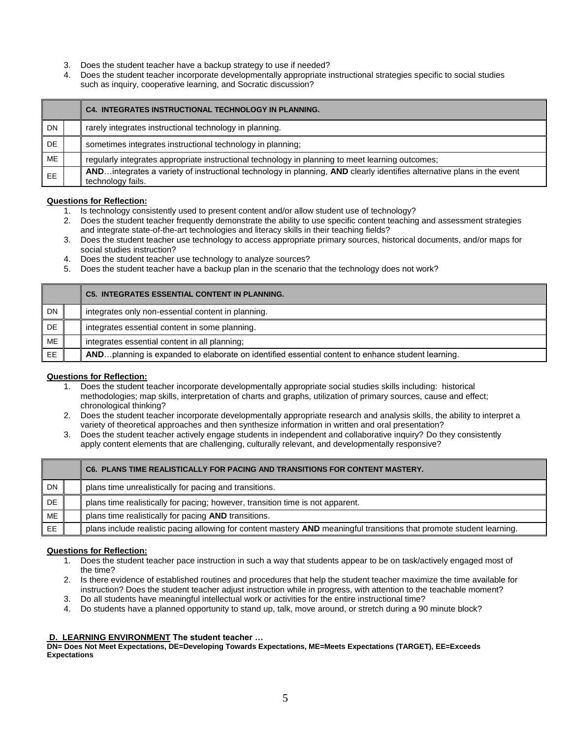3. Does the student teacher have a backup strategy to use if needed?
4. Does the student teacher incorporate developmentally appropriate instructional strategies specific to social studies such as inquiry, cooperative learning, and Socratic discussion?

| | | **C4. INTEGRATES INSTRUCTIONAL TECHNOLOGY IN PLANNING.** |
|---|---|---|
| DN | | rarely integrates instructional technology in planning. |
| DE | | sometimes integrates instructional technology in planning; |
| ME | | regularly integrates appropriate instructional technology in planning to meet learning outcomes; |
| EE | | **AND**…integrates a variety of instructional technology in planning, **AND** clearly identifies alternative plans in the event technology fails. |

**Questions for Reflection:**

1. Is technology consistently used to present content and/or allow student use of technology?
2. Does the student teacher frequently demonstrate the ability to use specific content teaching and assessment strategies and integrate state-of-the-art technologies and literacy skills in their teaching fields?
3. Does the student teacher use technology to access appropriate primary sources, historical documents, and/or maps for social studies instruction?
4. Does the student teacher use technology to analyze sources?
5. Does the student teacher have a backup plan in the scenario that the technology does not work?

| | | **C5. INTEGRATES ESSENTIAL CONTENT IN PLANNING.** |
|---|---|---|
| DN | | integrates only non-essential content in planning. |
| DE | | integrates essential content in some planning. |
| ME | | integrates essential content in all planning; |
| EE | | **AND**…planning is expanded to elaborate on identified essential content to enhance student learning. |

**Questions for Reflection:**

1. Does the student teacher incorporate developmentally appropriate social studies skills including: historical methodologies; map skills, interpretation of charts and graphs, utilization of primary sources, cause and effect; chronological thinking?
2. Does the student teacher incorporate developmentally appropriate research and analysis skills, the ability to interpret a variety of theoretical approaches and then synthesize information in written and oral presentation?
3. Does the student teacher actively engage students in independent and collaborative inquiry? Do they consistently apply content elements that are challenging, culturally relevant, and developmentally responsive?

| | | **C6. PLANS TIME REALISTICALLY FOR PACING AND TRANSITIONS FOR CONTENT MASTERY.** |
|---|---|---|
| DN | | plans time unrealistically for pacing and transitions. |
| DE | | plans time realistically for pacing; however, transition time is not apparent. |
| ME | | plans time realistically for pacing **AND** transitions. |
| EE | | plans include realistic pacing allowing for content mastery **AND** meaningful transitions that promote student learning. |

**Questions for Reflection:**

1. Does the student teacher pace instruction in such a way that students appear to be on task/actively engaged most of the time?
2. Is there evidence of established routines and procedures that help the student teacher maximize the time available for instruction? Does the student teacher adjust instruction while in progress, with attention to the teachable moment?
3. Do all students have meaningful intellectual work or activities for the entire instructional time?
4. Do students have a planned opportunity to stand up, talk, move around, or stretch during a 90 minute block?

**D. LEARNING ENVIRONMENT The student teacher …**

**DN= Does Not Meet Expectations, DE=Developing Towards Expectations, ME=Meets Expectations (TARGET), EE=Exceeds Expectations**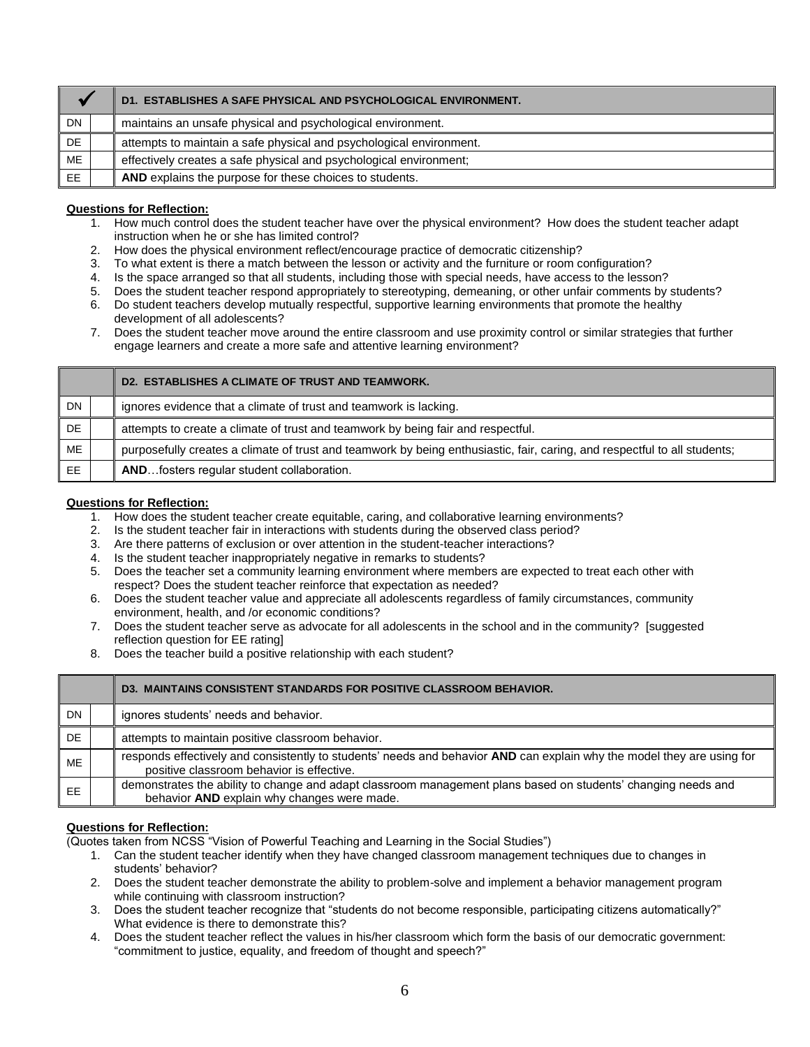| ✓ | | D1. ESTABLISHES A SAFE PHYSICAL AND PSYCHOLOGICAL ENVIRONMENT. |
|---|---|---|
| DN | | maintains an unsafe physical and psychological environment. |
| DE | | attempts to maintain a safe physical and psychological environment. |
| ME | | effectively creates a safe physical and psychological environment; |
| EE | | **AND** explains the purpose for these choices to students. |

**Questions for Reflection:**

1. How much control does the student teacher have over the physical environment? How does the student teacher adapt instruction when he or she has limited control?
2. How does the physical environment reflect/encourage practice of democratic citizenship?
3. To what extent is there a match between the lesson or activity and the furniture or room configuration?
4. Is the space arranged so that all students, including those with special needs, have access to the lesson?
5. Does the student teacher respond appropriately to stereotyping, demeaning, or other unfair comments by students?
6. Do student teachers develop mutually respectful, supportive learning environments that promote the healthy development of all adolescents?
7. Does the student teacher move around the entire classroom and use proximity control or similar strategies that further engage learners and create a more safe and attentive learning environment?

| | | D2. ESTABLISHES A CLIMATE OF TRUST AND TEAMWORK. |
|---|---|---|
| DN | | ignores evidence that a climate of trust and teamwork is lacking. |
| DE | | attempts to create a climate of trust and teamwork by being fair and respectful. |
| ME | | purposefully creates a climate of trust and teamwork by being enthusiastic, fair, caring, and respectful to all students; |
| EE | | **AND**…fosters regular student collaboration. |

**Questions for Reflection:**

1. How does the student teacher create equitable, caring, and collaborative learning environments?
2. Is the student teacher fair in interactions with students during the observed class period?
3. Are there patterns of exclusion or over attention in the student-teacher interactions?
4. Is the student teacher inappropriately negative in remarks to students?
5. Does the teacher set a community learning environment where members are expected to treat each other with respect? Does the student teacher reinforce that expectation as needed?
6. Does the student teacher value and appreciate all adolescents regardless of family circumstances, community environment, health, and /or economic conditions?
7. Does the student teacher serve as advocate for all adolescents in the school and in the community? [suggested reflection question for EE rating]
8. Does the teacher build a positive relationship with each student?

| | | D3. MAINTAINS CONSISTENT STANDARDS FOR POSITIVE CLASSROOM BEHAVIOR. |
|---|---|---|
| DN | | ignores students' needs and behavior. |
| DE | | attempts to maintain positive classroom behavior. |
| ME | | responds effectively and consistently to students' needs and behavior **AND** can explain why the model they are using for positive classroom behavior is effective. |
| EE | | demonstrates the ability to change and adapt classroom management plans based on students' changing needs and behavior **AND** explain why changes were made. |

**Questions for Reflection:**

(Quotes taken from NCSS "Vision of Powerful Teaching and Learning in the Social Studies")

1. Can the student teacher identify when they have changed classroom management techniques due to changes in students' behavior?
2. Does the student teacher demonstrate the ability to problem-solve and implement a behavior management program while continuing with classroom instruction?
3. Does the student teacher recognize that "students do not become responsible, participating citizens automatically?" What evidence is there to demonstrate this?
4. Does the student teacher reflect the values in his/her classroom which form the basis of our democratic government: "commitment to justice, equality, and freedom of thought and speech?"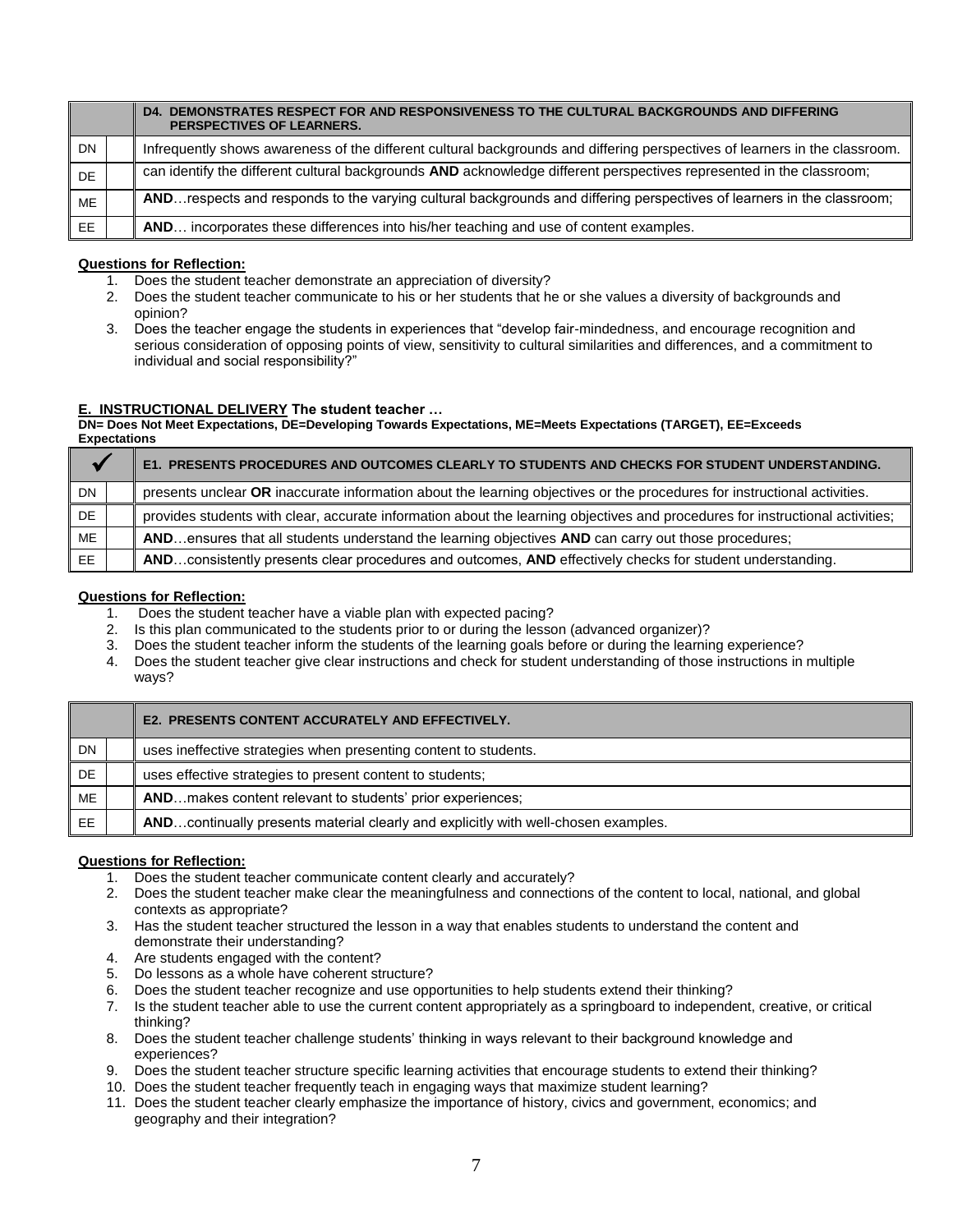| | | **D4. DEMONSTRATES RESPECT FOR AND RESPONSIVENESS TO THE CULTURAL BACKGROUNDS AND DIFFERING PERSPECTIVES OF LEARNERS.** |
|---|---|---|
| DN | | Infrequently shows awareness of the different cultural backgrounds and differing perspectives of learners in the classroom. |
| DE | | can identify the different cultural backgrounds **AND** acknowledge different perspectives represented in the classroom; |
| ME | | **AND**…respects and responds to the varying cultural backgrounds and differing perspectives of learners in the classroom; |
| EE | | **AND**… incorporates these differences into his/her teaching and use of content examples. |

**Questions for Reflection:**

1. Does the student teacher demonstrate an appreciation of diversity?
2. Does the student teacher communicate to his or her students that he or she values a diversity of backgrounds and opinion?
3. Does the teacher engage the students in experiences that "develop fair-mindedness, and encourage recognition and serious consideration of opposing points of view, sensitivity to cultural similarities and differences, and a commitment to individual and social responsibility?"

**E. INSTRUCTIONAL DELIVERY The student teacher …**

**DN= Does Not Meet Expectations, DE=Developing Towards Expectations, ME=Meets Expectations (TARGET), EE=Exceeds Expectations**

| ✓ | | **E1. PRESENTS PROCEDURES AND OUTCOMES CLEARLY TO STUDENTS AND CHECKS FOR STUDENT UNDERSTANDING.** |
|---|---|---|
| DN | | presents unclear **OR** inaccurate information about the learning objectives or the procedures for instructional activities. |
| DE | | provides students with clear, accurate information about the learning objectives and procedures for instructional activities; |
| ME | | **AND**…ensures that all students understand the learning objectives **AND** can carry out those procedures; |
| EE | | **AND**…consistently presents clear procedures and outcomes, **AND** effectively checks for student understanding. |

**Questions for Reflection:**

1. Does the student teacher have a viable plan with expected pacing?
2. Is this plan communicated to the students prior to or during the lesson (advanced organizer)?
3. Does the student teacher inform the students of the learning goals before or during the learning experience?
4. Does the student teacher give clear instructions and check for student understanding of those instructions in multiple ways?

| | | **E2. PRESENTS CONTENT ACCURATELY AND EFFECTIVELY.** |
|---|---|---|
| DN | | uses ineffective strategies when presenting content to students. |
| DE | | uses effective strategies to present content to students; |
| ME | | **AND**…makes content relevant to students' prior experiences; |
| EE | | **AND**…continually presents material clearly and explicitly with well-chosen examples. |

**Questions for Reflection:**

1. Does the student teacher communicate content clearly and accurately?
2. Does the student teacher make clear the meaningfulness and connections of the content to local, national, and global contexts as appropriate?
3. Has the student teacher structured the lesson in a way that enables students to understand the content and demonstrate their understanding?
4. Are students engaged with the content?
5. Do lessons as a whole have coherent structure?
6. Does the student teacher recognize and use opportunities to help students extend their thinking?
7. Is the student teacher able to use the current content appropriately as a springboard to independent, creative, or critical thinking?
8. Does the student teacher challenge students' thinking in ways relevant to their background knowledge and experiences?
9. Does the student teacher structure specific learning activities that encourage students to extend their thinking?
10. Does the student teacher frequently teach in engaging ways that maximize student learning?
11. Does the student teacher clearly emphasize the importance of history, civics and government, economics; and geography and their integration?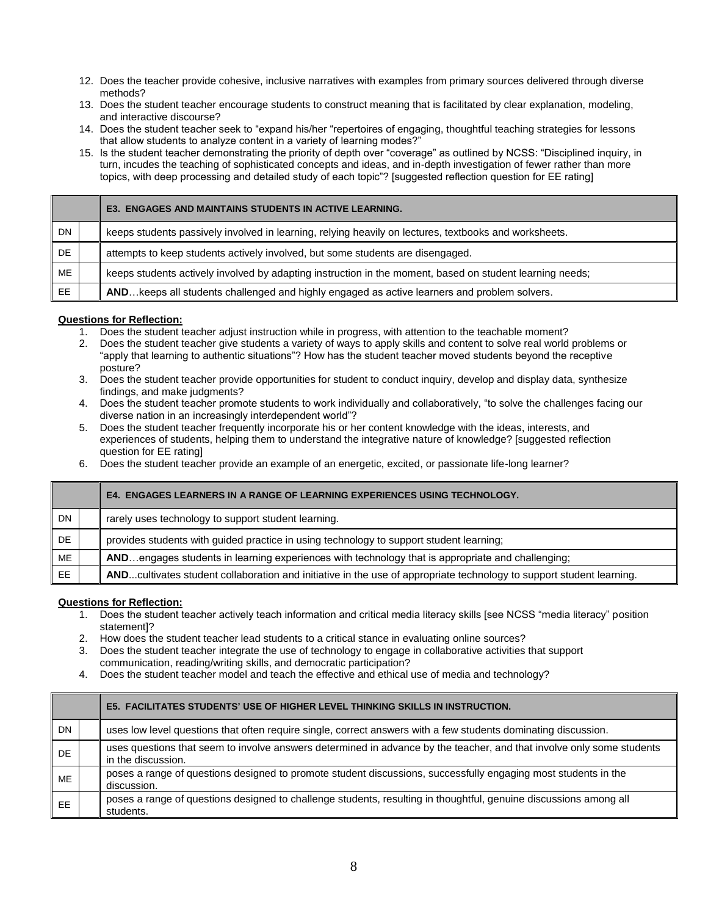12. Does the teacher provide cohesive, inclusive narratives with examples from primary sources delivered through diverse methods?
13. Does the student teacher encourage students to construct meaning that is facilitated by clear explanation, modeling, and interactive discourse?
14. Does the student teacher seek to "expand his/her "repertoires of engaging, thoughtful teaching strategies for lessons that allow students to analyze content in a variety of learning modes?"
15. Is the student teacher demonstrating the priority of depth over "coverage" as outlined by NCSS: "Disciplined inquiry, in turn, incudes the teaching of sophisticated concepts and ideas, and in-depth investigation of fewer rather than more topics, with deep processing and detailed study of each topic"? [suggested reflection question for EE rating]

| | | **E3. ENGAGES AND MAINTAINS STUDENTS IN ACTIVE LEARNING.** |
|---|---|---|
| DN | | keeps students passively involved in learning, relying heavily on lectures, textbooks and worksheets. |
| DE | | attempts to keep students actively involved, but some students are disengaged. |
| ME | | keeps students actively involved by adapting instruction in the moment, based on student learning needs; |
| EE | | **AND**…keeps all students challenged and highly engaged as active learners and problem solvers. |

**Questions for Reflection:**

1. Does the student teacher adjust instruction while in progress, with attention to the teachable moment?
2. Does the student teacher give students a variety of ways to apply skills and content to solve real world problems or "apply that learning to authentic situations"? How has the student teacher moved students beyond the receptive posture?
3. Does the student teacher provide opportunities for student to conduct inquiry, develop and display data, synthesize findings, and make judgments?
4. Does the student teacher promote students to work individually and collaboratively, "to solve the challenges facing our diverse nation in an increasingly interdependent world"?
5. Does the student teacher frequently incorporate his or her content knowledge with the ideas, interests, and experiences of students, helping them to understand the integrative nature of knowledge? [suggested reflection question for EE rating]
6. Does the student teacher provide an example of an energetic, excited, or passionate life-long learner?

| | | **E4. ENGAGES LEARNERS IN A RANGE OF LEARNING EXPERIENCES USING TECHNOLOGY.** |
|---|---|---|
| DN | | rarely uses technology to support student learning. |
| DE | | provides students with guided practice in using technology to support student learning; |
| ME | | **AND**…engages students in learning experiences with technology that is appropriate and challenging; |
| EE | | **AND**...cultivates student collaboration and initiative in the use of appropriate technology to support student learning. |

**Questions for Reflection:**

1. Does the student teacher actively teach information and critical media literacy skills [see NCSS "media literacy" position statement]?
2. How does the student teacher lead students to a critical stance in evaluating online sources?
3. Does the student teacher integrate the use of technology to engage in collaborative activities that support communication, reading/writing skills, and democratic participation?
4. Does the student teacher model and teach the effective and ethical use of media and technology?

| | | **E5. FACILITATES STUDENTS' USE OF HIGHER LEVEL THINKING SKILLS IN INSTRUCTION.** |
|---|---|---|
| DN | | uses low level questions that often require single, correct answers with a few students dominating discussion. |
| DE | | uses questions that seem to involve answers determined in advance by the teacher, and that involve only some students in the discussion. |
| ME | | poses a range of questions designed to promote student discussions, successfully engaging most students in the discussion. |
| EE | | poses a range of questions designed to challenge students, resulting in thoughtful, genuine discussions among all students. |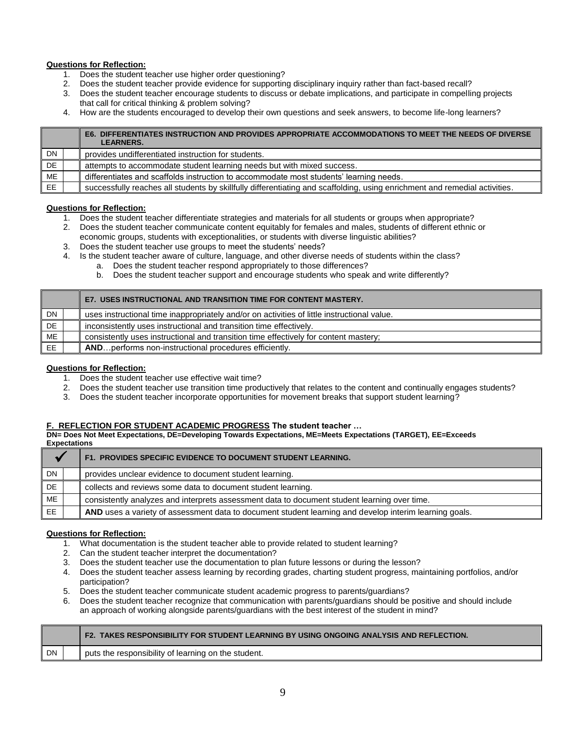**Questions for Reflection:**

1. Does the student teacher use higher order questioning?
2. Does the student teacher provide evidence for supporting disciplinary inquiry rather than fact-based recall?
3. Does the student teacher encourage students to discuss or debate implications, and participate in compelling projects that call for critical thinking & problem solving?
4. How are the students encouraged to develop their own questions and seek answers, to become life-long learners?

| | | **E6. DIFFERENTIATES INSTRUCTION AND PROVIDES APPROPRIATE ACCOMMODATIONS TO MEET THE NEEDS OF DIVERSE LEARNERS.** |
|---|---|---|
| DN | | provides undifferentiated instruction for students. |
| DE | | attempts to accommodate student learning needs but with mixed success. |
| ME | | differentiates and scaffolds instruction to accommodate most students' learning needs. |
| EE | | successfully reaches all students by skillfully differentiating and scaffolding, using enrichment and remedial activities. |

**Questions for Reflection:**

1. Does the student teacher differentiate strategies and materials for all students or groups when appropriate?
2. Does the student teacher communicate content equitably for females and males, students of different ethnic or economic groups, students with exceptionalities, or students with diverse linguistic abilities?
3. Does the student teacher use groups to meet the students' needs?
4. Is the student teacher aware of culture, language, and other diverse needs of students within the class?
   a. Does the student teacher respond appropriately to those differences?
   b. Does the student teacher support and encourage students who speak and write differently?

| | | **E7. USES INSTRUCTIONAL AND TRANSITION TIME FOR CONTENT MASTERY.** |
|---|---|---|
| DN | | uses instructional time inappropriately and/or on activities of little instructional value. |
| DE | | inconsistently uses instructional and transition time effectively. |
| ME | | consistently uses instructional and transition time effectively for content mastery; |
| EE | | **AND**…performs non-instructional procedures efficiently. |

**Questions for Reflection:**

1. Does the student teacher use effective wait time?
2. Does the student teacher use transition time productively that relates to the content and continually engages students?
3. Does the student teacher incorporate opportunities for movement breaks that support student learning?

**F. REFLECTION FOR STUDENT ACADEMIC PROGRESS The student teacher …**

**DN= Does Not Meet Expectations, DE=Developing Towards Expectations, ME=Meets Expectations (TARGET), EE=Exceeds Expectations**

| ✓ | | **F1. PROVIDES SPECIFIC EVIDENCE TO DOCUMENT STUDENT LEARNING.** |
|---|---|---|
| DN | | provides unclear evidence to document student learning. |
| DE | | collects and reviews some data to document student learning. |
| ME | | consistently analyzes and interprets assessment data to document student learning over time. |
| EE | | **AND** uses a variety of assessment data to document student learning and develop interim learning goals. |

**Questions for Reflection:**

1. What documentation is the student teacher able to provide related to student learning?
2. Can the student teacher interpret the documentation?
3. Does the student teacher use the documentation to plan future lessons or during the lesson?
4. Does the student teacher assess learning by recording grades, charting student progress, maintaining portfolios, and/or participation?
5. Does the student teacher communicate student academic progress to parents/guardians?
6. Does the student teacher recognize that communication with parents/guardians should be positive and should include an approach of working alongside parents/guardians with the best interest of the student in mind?

| | | **F2. TAKES RESPONSIBILITY FOR STUDENT LEARNING BY USING ONGOING ANALYSIS AND REFLECTION.** |
|---|---|---|
| DN | | puts the responsibility of learning on the student. |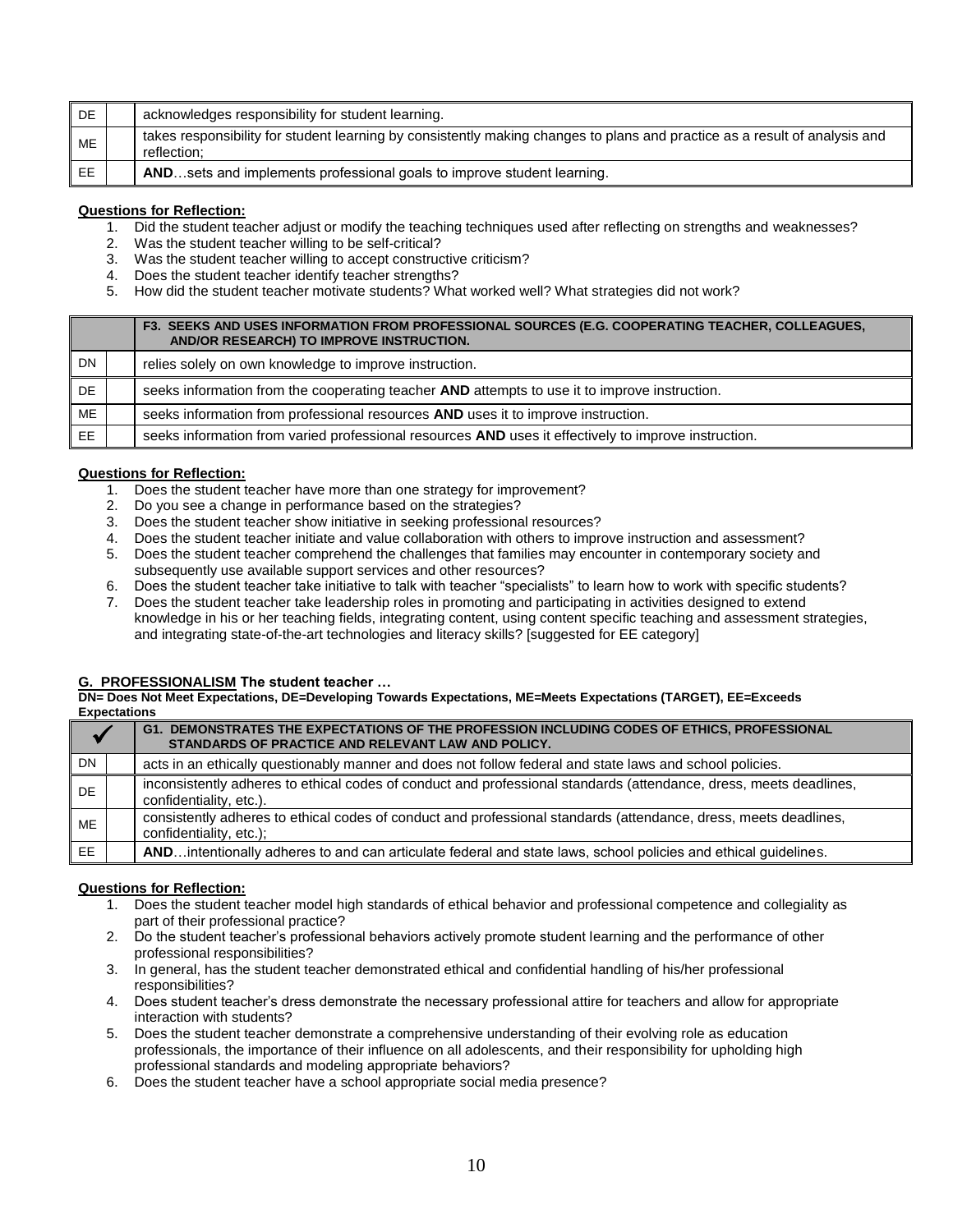| | | |
|---|---|---|
| DE | | acknowledges responsibility for student learning. |
| ME | | takes responsibility for student learning by consistently making changes to plans and practice as a result of analysis and reflection; |
| EE | | **AND**…sets and implements professional goals to improve student learning. |

**Questions for Reflection:**

1. Did the student teacher adjust or modify the teaching techniques used after reflecting on strengths and weaknesses?
2. Was the student teacher willing to be self-critical?
3. Was the student teacher willing to accept constructive criticism?
4. Does the student teacher identify teacher strengths?
5. How did the student teacher motivate students? What worked well? What strategies did not work?

| | | **F3. SEEKS AND USES INFORMATION FROM PROFESSIONAL SOURCES (E.G. COOPERATING TEACHER, COLLEAGUES, AND/OR RESEARCH) TO IMPROVE INSTRUCTION.** |
|---|---|---|
| DN | | relies solely on own knowledge to improve instruction. |
| DE | | seeks information from the cooperating teacher **AND** attempts to use it to improve instruction. |
| ME | | seeks information from professional resources **AND** uses it to improve instruction. |
| EE | | seeks information from varied professional resources **AND** uses it effectively to improve instruction. |

**Questions for Reflection:**

1. Does the student teacher have more than one strategy for improvement?
2. Do you see a change in performance based on the strategies?
3. Does the student teacher show initiative in seeking professional resources?
4. Does the student teacher initiate and value collaboration with others to improve instruction and assessment?
5. Does the student teacher comprehend the challenges that families may encounter in contemporary society and subsequently use available support services and other resources?
6. Does the student teacher take initiative to talk with teacher "specialists" to learn how to work with specific students?
7. Does the student teacher take leadership roles in promoting and participating in activities designed to extend knowledge in his or her teaching fields, integrating content, using content specific teaching and assessment strategies, and integrating state-of-the-art technologies and literacy skills? [suggested for EE category]

**G. PROFESSIONALISM The student teacher …**

**DN= Does Not Meet Expectations, DE=Developing Towards Expectations, ME=Meets Expectations (TARGET), EE=Exceeds Expectations**

| ✓ | | **G1. DEMONSTRATES THE EXPECTATIONS OF THE PROFESSION INCLUDING CODES OF ETHICS, PROFESSIONAL STANDARDS OF PRACTICE AND RELEVANT LAW AND POLICY.** |
|---|---|---|
| DN | | acts in an ethically questionably manner and does not follow federal and state laws and school policies. |
| DE | | inconsistently adheres to ethical codes of conduct and professional standards (attendance, dress, meets deadlines, confidentiality, etc.). |
| ME | | consistently adheres to ethical codes of conduct and professional standards (attendance, dress, meets deadlines, confidentiality, etc.); |
| EE | | **AND**…intentionally adheres to and can articulate federal and state laws, school policies and ethical guidelines. |

**Questions for Reflection:**

1. Does the student teacher model high standards of ethical behavior and professional competence and collegiality as part of their professional practice?
2. Do the student teacher's professional behaviors actively promote student learning and the performance of other professional responsibilities?
3. In general, has the student teacher demonstrated ethical and confidential handling of his/her professional responsibilities?
4. Does student teacher's dress demonstrate the necessary professional attire for teachers and allow for appropriate interaction with students?
5. Does the student teacher demonstrate a comprehensive understanding of their evolving role as education professionals, the importance of their influence on all adolescents, and their responsibility for upholding high professional standards and modeling appropriate behaviors?
6. Does the student teacher have a school appropriate social media presence?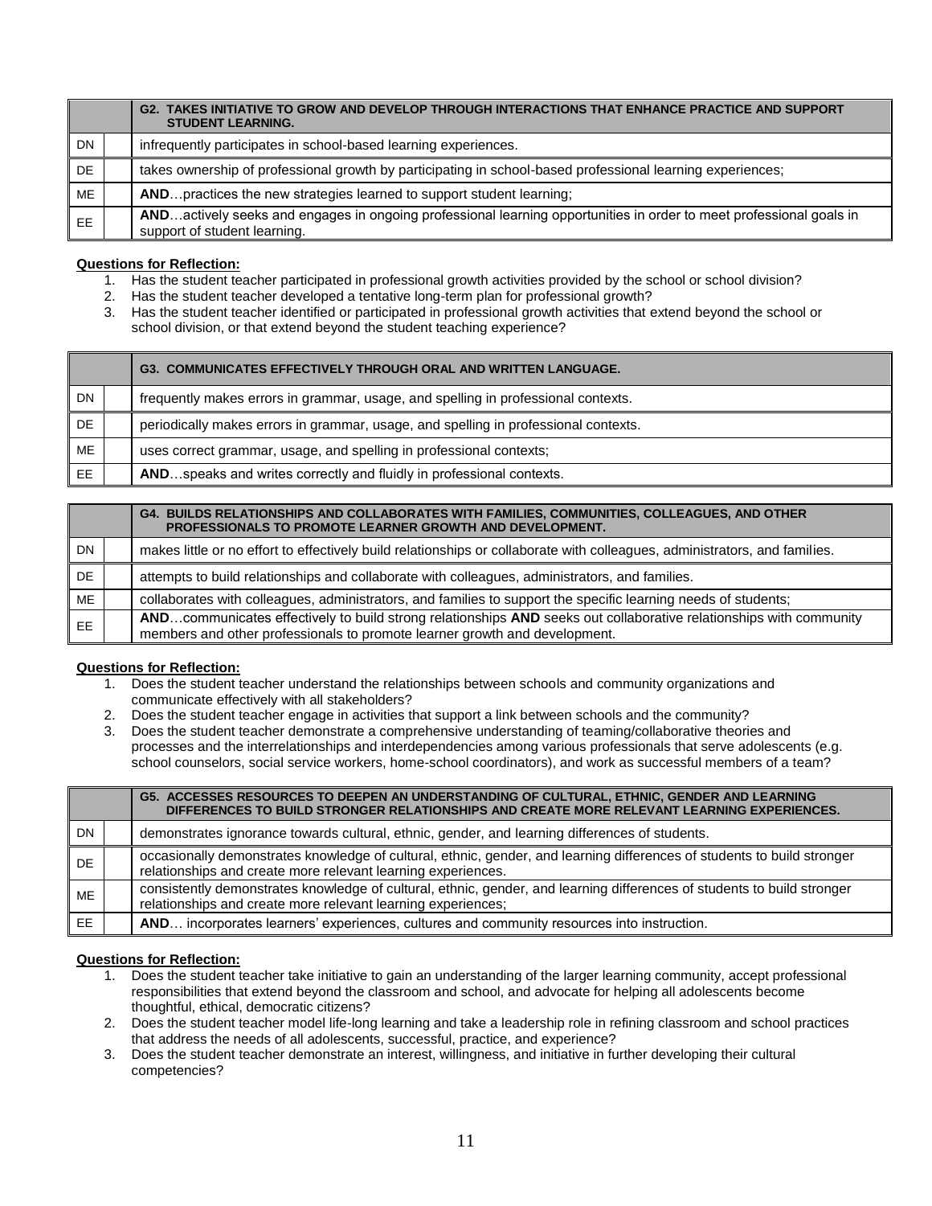| | | G2. TAKES INITIATIVE TO GROW AND DEVELOP THROUGH INTERACTIONS THAT ENHANCE PRACTICE AND SUPPORT STUDENT LEARNING. |
|---|---|---|
| DN | | infrequently participates in school-based learning experiences. |
| DE | | takes ownership of professional growth by participating in school-based professional learning experiences; |
| ME | | **AND**…practices the new strategies learned to support student learning; |
| EE | | **AND**…actively seeks and engages in ongoing professional learning opportunities in order to meet professional goals in support of student learning. |

**Questions for Reflection:**

1. Has the student teacher participated in professional growth activities provided by the school or school division?
2. Has the student teacher developed a tentative long-term plan for professional growth?
3. Has the student teacher identified or participated in professional growth activities that extend beyond the school or school division, or that extend beyond the student teaching experience?

| | | G3. COMMUNICATES EFFECTIVELY THROUGH ORAL AND WRITTEN LANGUAGE. |
|---|---|---|
| DN | | frequently makes errors in grammar, usage, and spelling in professional contexts. |
| DE | | periodically makes errors in grammar, usage, and spelling in professional contexts. |
| ME | | uses correct grammar, usage, and spelling in professional contexts; |
| EE | | **AND**…speaks and writes correctly and fluidly in professional contexts. |

| | | G4. BUILDS RELATIONSHIPS AND COLLABORATES WITH FAMILIES, COMMUNITIES, COLLEAGUES, AND OTHER PROFESSIONALS TO PROMOTE LEARNER GROWTH AND DEVELOPMENT. |
|---|---|---|
| DN | | makes little or no effort to effectively build relationships or collaborate with colleagues, administrators, and families. |
| DE | | attempts to build relationships and collaborate with colleagues, administrators, and families. |
| ME | | collaborates with colleagues, administrators, and families to support the specific learning needs of students; |
| EE | | **AND**…communicates effectively to build strong relationships **AND** seeks out collaborative relationships with community members and other professionals to promote learner growth and development. |

**Questions for Reflection:**

1. Does the student teacher understand the relationships between schools and community organizations and communicate effectively with all stakeholders?
2. Does the student teacher engage in activities that support a link between schools and the community?
3. Does the student teacher demonstrate a comprehensive understanding of teaming/collaborative theories and processes and the interrelationships and interdependencies among various professionals that serve adolescents (e.g. school counselors, social service workers, home-school coordinators), and work as successful members of a team?

| | | G5. ACCESSES RESOURCES TO DEEPEN AN UNDERSTANDING OF CULTURAL, ETHNIC, GENDER AND LEARNING DIFFERENCES TO BUILD STRONGER RELATIONSHIPS AND CREATE MORE RELEVANT LEARNING EXPERIENCES. |
|---|---|---|
| DN | | demonstrates ignorance towards cultural, ethnic, gender, and learning differences of students. |
| DE | | occasionally demonstrates knowledge of cultural, ethnic, gender, and learning differences of students to build stronger relationships and create more relevant learning experiences. |
| ME | | consistently demonstrates knowledge of cultural, ethnic, gender, and learning differences of students to build stronger relationships and create more relevant learning experiences; |
| EE | | **AND**… incorporates learners' experiences, cultures and community resources into instruction. |

**Questions for Reflection:**

1. Does the student teacher take initiative to gain an understanding of the larger learning community, accept professional responsibilities that extend beyond the classroom and school, and advocate for helping all adolescents become thoughtful, ethical, democratic citizens?
2. Does the student teacher model life-long learning and take a leadership role in refining classroom and school practices that address the needs of all adolescents, successful, practice, and experience?
3. Does the student teacher demonstrate an interest, willingness, and initiative in further developing their cultural competencies?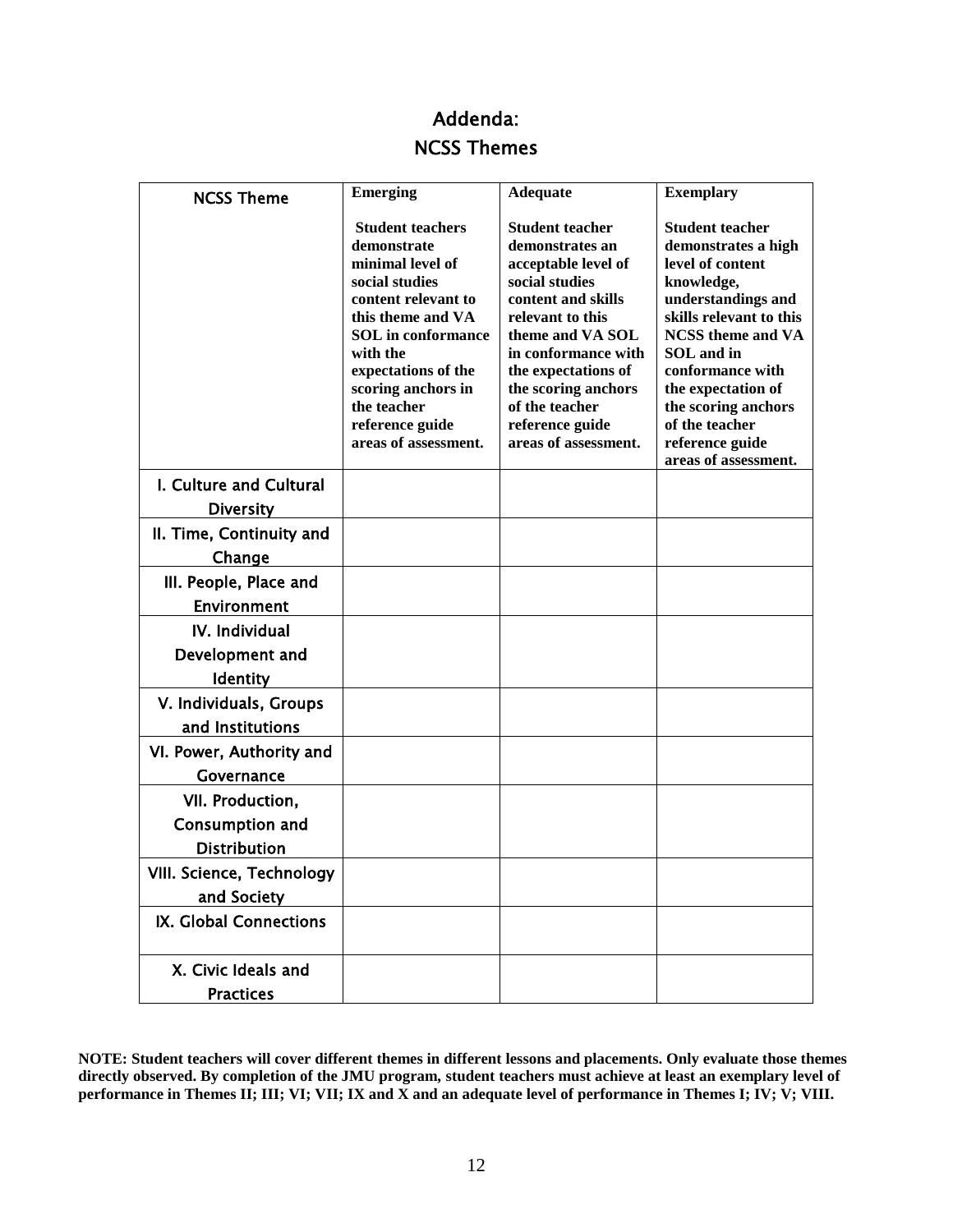# Addenda:
# NCSS Themes

| NCSS Theme | **Emerging**<br><br>**Student teachers demonstrate minimal level of social studies content relevant to this theme and VA SOL in conformance with the expectations of the scoring anchors in the teacher reference guide areas of assessment.** | **Adequate**<br><br>**Student teacher demonstrates an acceptable level of social studies content and skills relevant to this theme and VA SOL in conformance with the expectations of the scoring anchors of the teacher reference guide areas of assessment.** | **Exemplary**<br><br>**Student teacher demonstrates a high level of content knowledge, understandings and skills relevant to this NCSS theme and VA SOL and in conformance with the expectation of the scoring anchors of the teacher reference guide areas of assessment.** |
|---|---|---|---|
| I. Culture and Cultural Diversity | | | |
| II. Time, Continuity and Change | | | |
| III. People, Place and Environment | | | |
| IV. Individual Development and Identity | | | |
| V. Individuals, Groups and Institutions | | | |
| VI. Power, Authority and Governance | | | |
| VII. Production, Consumption and Distribution | | | |
| VIII. Science, Technology and Society | | | |
| IX. Global Connections | | | |
| X. Civic Ideals and Practices | | | |

**NOTE: Student teachers will cover different themes in different lessons and placements. Only evaluate those themes directly observed. By completion of the JMU program, student teachers must achieve at least an exemplary level of performance in Themes II; III; VI; VII; IX and X and an adequate level of performance in Themes I; IV; V; VIII.**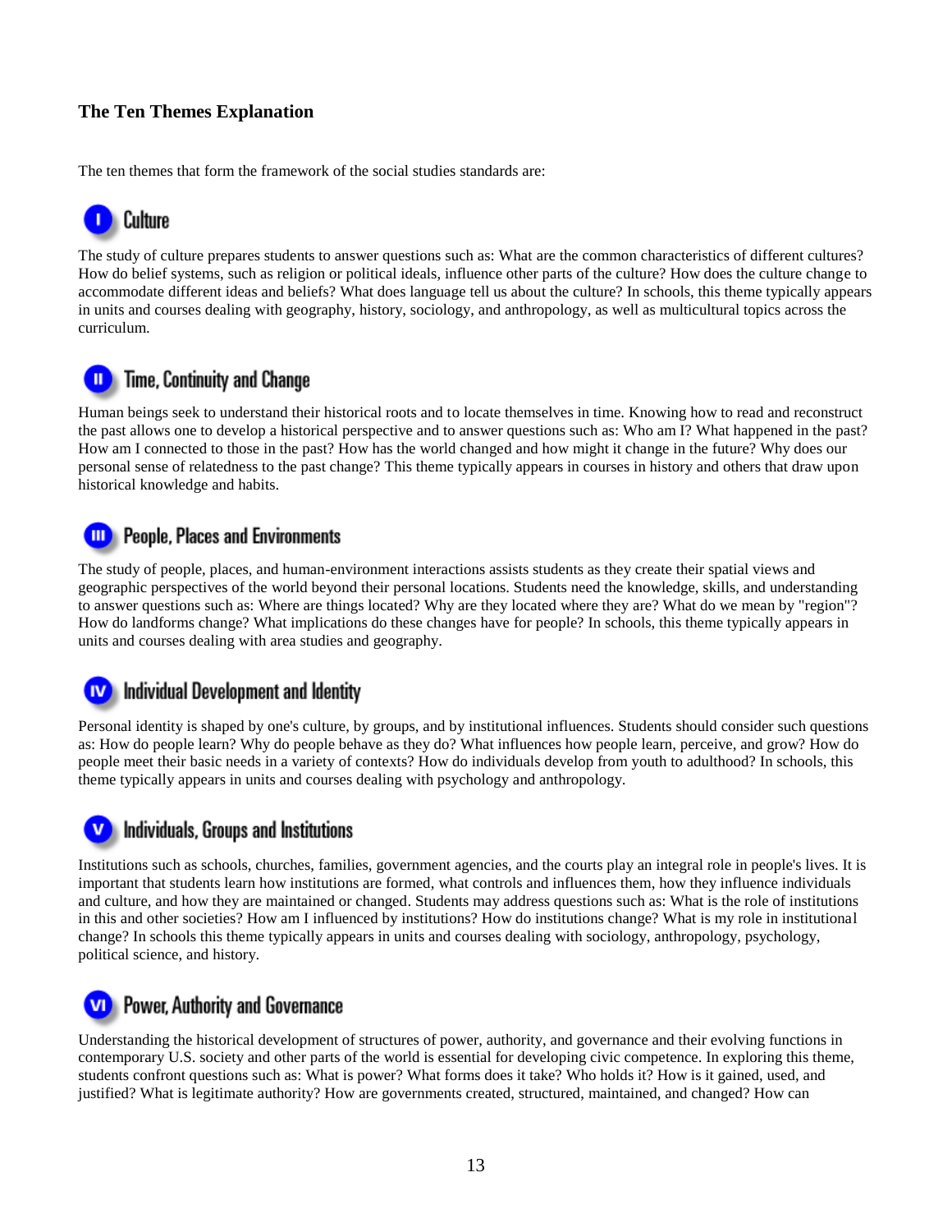### The Ten Themes Explanation

The ten themes that form the framework of the social studies standards are:

#### I Culture

The study of culture prepares students to answer questions such as: What are the common characteristics of different cultures? How do belief systems, such as religion or political ideals, influence other parts of the culture? How does the culture change to accommodate different ideas and beliefs? What does language tell us about the culture? In schools, this theme typically appears in units and courses dealing with geography, history, sociology, and anthropology, as well as multicultural topics across the curriculum.

#### II Time, Continuity and Change

Human beings seek to understand their historical roots and to locate themselves in time. Knowing how to read and reconstruct the past allows one to develop a historical perspective and to answer questions such as: Who am I? What happened in the past? How am I connected to those in the past? How has the world changed and how might it change in the future? Why does our personal sense of relatedness to the past change? This theme typically appears in courses in history and others that draw upon historical knowledge and habits.

#### III People, Places and Environments

The study of people, places, and human-environment interactions assists students as they create their spatial views and geographic perspectives of the world beyond their personal locations. Students need the knowledge, skills, and understanding to answer questions such as: Where are things located? Why are they located where they are? What do we mean by "region"? How do landforms change? What implications do these changes have for people? In schools, this theme typically appears in units and courses dealing with area studies and geography.

#### IV Individual Development and Identity

Personal identity is shaped by one's culture, by groups, and by institutional influences. Students should consider such questions as: How do people learn? Why do people behave as they do? What influences how people learn, perceive, and grow? How do people meet their basic needs in a variety of contexts? How do individuals develop from youth to adulthood? In schools, this theme typically appears in units and courses dealing with psychology and anthropology.

#### V Individuals, Groups and Institutions

Institutions such as schools, churches, families, government agencies, and the courts play an integral role in people's lives. It is important that students learn how institutions are formed, what controls and influences them, how they influence individuals and culture, and how they are maintained or changed. Students may address questions such as: What is the role of institutions in this and other societies? How am I influenced by institutions? How do institutions change? What is my role in institutional change? In schools this theme typically appears in units and courses dealing with sociology, anthropology, psychology, political science, and history.

#### VI Power, Authority and Governance

Understanding the historical development of structures of power, authority, and governance and their evolving functions in contemporary U.S. society and other parts of the world is essential for developing civic competence. In exploring this theme, students confront questions such as: What is power? What forms does it take? Who holds it? How is it gained, used, and justified? What is legitimate authority? How are governments created, structured, maintained, and changed? How can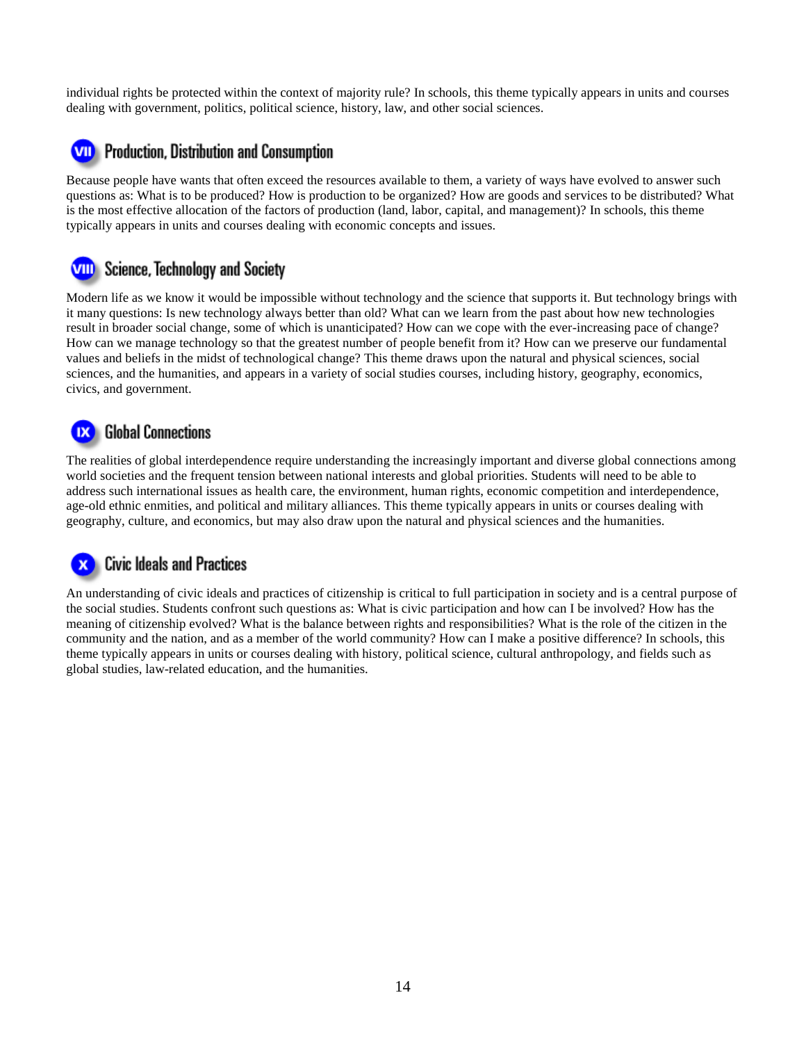individual rights be protected within the context of majority rule? In schools, this theme typically appears in units and courses dealing with government, politics, political science, history, law, and other social sciences.

## VII Production, Distribution and Consumption

Because people have wants that often exceed the resources available to them, a variety of ways have evolved to answer such questions as: What is to be produced? How is production to be organized? How are goods and services to be distributed? What is the most effective allocation of the factors of production (land, labor, capital, and management)? In schools, this theme typically appears in units and courses dealing with economic concepts and issues.

## VIII Science, Technology and Society

Modern life as we know it would be impossible without technology and the science that supports it. But technology brings with it many questions: Is new technology always better than old? What can we learn from the past about how new technologies result in broader social change, some of which is unanticipated? How can we cope with the ever-increasing pace of change? How can we manage technology so that the greatest number of people benefit from it? How can we preserve our fundamental values and beliefs in the midst of technological change? This theme draws upon the natural and physical sciences, social sciences, and the humanities, and appears in a variety of social studies courses, including history, geography, economics, civics, and government.

## IX Global Connections

The realities of global interdependence require understanding the increasingly important and diverse global connections among world societies and the frequent tension between national interests and global priorities. Students will need to be able to address such international issues as health care, the environment, human rights, economic competition and interdependence, age-old ethnic enmities, and political and military alliances. This theme typically appears in units or courses dealing with geography, culture, and economics, but may also draw upon the natural and physical sciences and the humanities.

## X Civic Ideals and Practices

An understanding of civic ideals and practices of citizenship is critical to full participation in society and is a central purpose of the social studies. Students confront such questions as: What is civic participation and how can I be involved? How has the meaning of citizenship evolved? What is the balance between rights and responsibilities? What is the role of the citizen in the community and the nation, and as a member of the world community? How can I make a positive difference? In schools, this theme typically appears in units or courses dealing with history, political science, cultural anthropology, and fields such as global studies, law-related education, and the humanities.